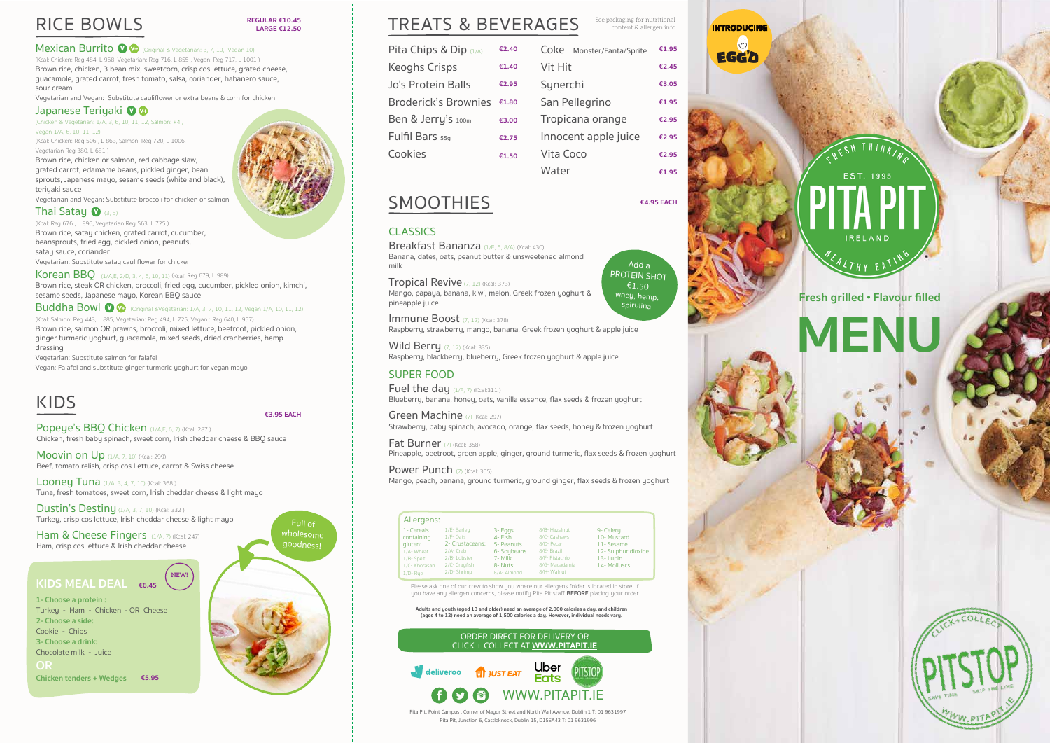# RICE BOWLS

**REGULAR €10.45**
**LARGE €12.50**

## Mexican Burrito V V+ (Original & Vegetarian: 3, 7, 10, Vegan 10)

(Kcal: Chicken: Reg 484, L 968, Vegetarian: Reg 716, L 855 , Vegan: Reg 717, L 1001 )

Brown rice, chicken, 3 bean mix, sweetcorn, crisp cos lettuce, grated cheese, guacamole, grated carrot, fresh tomato, salsa, coriander, habanero sauce, sour cream

Vegetarian and Vegan: Substitute cauliflower or extra beans & corn for chicken

## Japanese Teriyaki V V+

(Chicken & Vegetarian: 1/A, 3, 6, 10, 11, 12, Salmon: +4 , Vegan 1/A, 6, 10, 11, 12)

(Kcal: Chicken: Reg 506 , L 863, Salmon: Reg 720, L 1006, Vegetarian Reg 380, L 681 )

Brown rice, chicken or salmon, red cabbage slaw, grated carrot, edamame beans, pickled ginger, bean sprouts, Japanese mayo, sesame seeds (white and black), teriyaki sauce

Vegetarian and Vegan: Substitute broccoli for chicken or salmon

## Thai Satay V (3, 5)

(Kcal: Reg 676 , L 896, Vegetarian Reg 563, L 725 )

Brown rice, satay chicken, grated carrot, cucumber, beansprouts, fried egg, pickled onion, peanuts, satay sauce, coriander

Vegetarian: Substitute satay cauliflower for chicken

## Korean BBQ (1/A,E, 2/D, 3, 4, 6, 10, 11) (Kcal: Reg 679, L 989)

Brown rice, steak OR chicken, broccoli, fried egg, cucumber, pickled onion, kimchi, sesame seeds, Japanese mayo, Korean BBQ sauce

## Buddha Bowl V V+ (Original &Vegetarian: 1/A, 3, 7, 10, 11, 12, Vegan 1/A, 10, 11, 12)

(Kcal: Salmon: Reg 443, L 885, Vegetarian: Reg 494, L 725, Vegan : Reg 640, L 957)

Brown rice, salmon OR prawns, broccoli, mixed lettuce, beetroot, pickled onion, ginger turmeric yoghurt, guacamole, mixed seeds, dried cranberries, hemp dressing

Vegetarian: Substitute salmon for falafel

Vegan: Falafel and substitute ginger turmeric yoghurt for vegan mayo

# KIDS

**€3.95 EACH**

**Popeye's BBQ Chicken** (1/A,E, 6, 7) (Kcal: 287 )
Chicken, fresh baby spinach, sweet corn, Irish cheddar cheese & BBQ sauce

**Moovin on Up** (1/A, 7, 10) (Kcal: 299)
Beef, tomato relish, crisp cos Lettuce, carrot & Swiss cheese

**Looney Tuna** (1/A, 3, 4, 7, 10) (Kcal: 368 )
Tuna, fresh tomatoes, sweet corn, Irish cheddar cheese & light mayo

**Dustin's Destiny** (1/A, 3, 7, 10) (Kcal: 332 )
Turkey, crisp cos lettuce, Irish cheddar cheese & light mayo

**Ham & Cheese Fingers** (1/A, 7) (Kcal: 247)
Ham, crisp cos lettuce & Irish cheddar cheese

Full of wholesome goodness!

## KIDS MEAL DEAL €6.45 NEW!

**1- Choose a protein :**
Turkey - Ham - Chicken - OR Cheese

**2- Choose a side:**
Cookie - Chips

**3- Choose a drink:**
Chocolate milk - Juice

**OR**

**Chicken tenders + Wedges €5.95**

# TREATS & BEVERAGES

See packaging for nutritional content & allergen info

| Item | Price | Item | Price |
|---|---|---|---|
| Pita Chips & Dip (1/A) | €2.40 | Coke Monster/Fanta/Sprite | €1.95 |
| Keoghs Crisps | €1.40 | Vit Hit | €2.45 |
| Jo's Protein Balls | €2.95 | Synerchi | €3.05 |
| Broderick's Brownies | €1.80 | San Pellegrino | €1.95 |
| Ben & Jerry's 100ml | €3.00 | Tropicana orange | €2.95 |
| Fulfil Bars 55g | €2.75 | Innocent apple juice | €2.95 |
| Cookies | €1.50 | Vita Coco | €2.95 |
| | | Water | €1.95 |

# SMOOTHIES

**€4.95 EACH**

Add a PROTEIN SHOT €1.50 whey, hemp, spirulina

## CLASSICS

**Breakfast Bananza** (1/F, 5, 8/A) (Kcal: 430)
Banana, dates, oats, peanut butter & unsweetened almond milk

**Tropical Revive** (7, 12) (Kcal: 373)
Mango, papaya, banana, kiwi, melon, Greek frozen yoghurt & pineapple juice

**Immune Boost** (7, 12) (Kcal: 378)
Raspberry, strawberry, mango, banana, Greek frozen yoghurt & apple juice

**Wild Berry** (7, 12) (Kcal: 335)
Raspberry, blackberry, blueberry, Greek frozen yoghurt & apple juice

## SUPER FOOD

**Fuel the day** (1/F, 7) (Kcal:311 )
Blueberry, banana, honey, oats, vanilla essence, flax seeds & frozen yoghurt

**Green Machine** (7) (Kcal: 297)
Strawberry, baby spinach, avocado, orange, flax seeds, honey & frozen yoghurt

**Fat Burner** (7) (Kcal: 358)
Pineapple, beetroot, green apple, ginger, ground turmeric, flax seeds & frozen yoghurt

**Power Punch** (7) (Kcal: 305)
Mango, peach, banana, ground turmeric, ground ginger, flax seeds & frozen yoghurt

## Allergens:

| | | | | |
|---|---|---|---|---|
| 1- Cereals containing gluten: | 1/E- Barley | 3- Eggs | 8/B- Hazelnut | 9- Celery |
| 1/A- Wheat | 1/F- Oats | 4- Fish | 8/C- Cashews | 10- Mustard |
| 1/B- Spelt | 2- Crustaceans: | 5- Peanuts | 8/D- Pecan | 11- Sesame |
| 1/C- Khorasan | 2/A- Crab | 6- Soybeans | 8/E- Brazil | 12- Sulphur dioxide |
| 1/D- Rye | 2/B- Lobster | 7- Milk | 8/F- Pistachio | 13- Lupin |
| | 2/C- Crayfish | 8- Nuts: | 8/G- Macadamia | 14- Molluscs |
| | 2/D- Shrimp | 8/A- Almond | 8/H- Walnut | |

Please ask one of our crew to show you where our allergens folder is located in store. If you have any allergen concerns, please notify Pita Pit staff **BEFORE** placing your order

**Adults and youth (aged 13 and older) need an average of 2,000 calories a day, and children (ages 4 to 12) need an average of 1,500 calories a day. However, individual needs vary.**

ORDER DIRECT FOR DELIVERY OR CLICK + COLLECT AT **WWW.PITAPIT.IE**

deliveroo JUST EAT Uber Eats PITSTOP

WWW.PITAPIT.IE

Pita Pit, Point Campus , Corner of Mayor Street and North Wall Avenue, Dublin 1 T: 01 9631997
Pita Pit, Junction 6, Castleknock, Dublin 15, D15EA43 T: 01 9631996

INTRODUCING EGG'D

FRESH THINKING
EST. 1995
PITA PIT
IRELAND
HEALTHY EATING

**Fresh grilled • Flavour filled**

# MENU

CLICK + COLLECT
PITSTOP
SAVE TIME SKIP THE LINE
WWW.PITAPIT.IE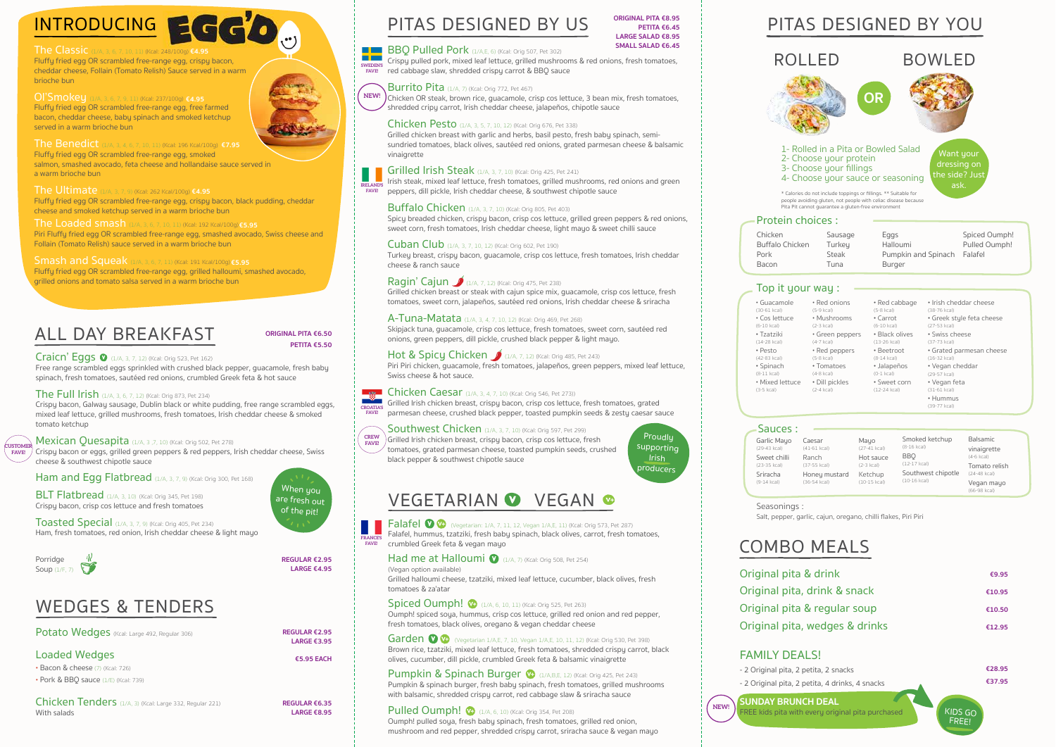# INTRODUCING EGG'D

**The Classic** (1/A, 3, 6, 7, 10, 11) (Kcal: 248/100g) €4.95
Fluffy fried egg OR scrambled free-range egg, crispy bacon, cheddar cheese, Follain (Tomato Relish) Sauce served in a warm brioche bun

**Ol'Smokey** (1/A, 3, 6, 7, 9, 11) (Kcal: 237/100g) €4.95
Fluffy fried egg OR scrambled free-range egg, free farmed bacon, cheddar cheese, baby spinach and smoked ketchup served in a warm brioche bun

**The Benedict** (1/A, 3, 4, 6, 7, 10, 11) (Kcal: 196 Kcal/100g) €7.95
Fluffy fried egg OR scrambled free-range egg, smoked salmon, smashed avocado, feta cheese and hollandaise sauce served in a warm brioche bun

**The Ultimate** (1/A, 3, 7, 9) (Kcal: 262 Kcal/100g) €4.95
Fluffy fried egg OR scrambled free-range egg, crispy bacon, black pudding, cheddar cheese and smoked ketchup served in a warm brioche bun

**The Loaded smash** (1/A, 3, 6, 7, 10, 11) (Kcal: 192 Kcal/100g) €5.95
Piri Fluffy fried egg OR scrambled free-range egg, smashed avocado, Swiss cheese and Follain (Tomato Relish) sauce served in a warm brioche bun

**Smash and Squeak** (1/A, 3, 6, 7, 11) (Kcal: 191 Kcal/100g) €5.95
Fluffy fried egg OR scrambled free-range egg, grilled halloumi, smashed avocado, grilled onions and tomato salsa served in a warm brioche bun

## ALL DAY BREAKFAST

ORIGINAL PITA €6.50
PETITA €5.50

**Craicn' Eggs** V (1/A, 3, 7, 12) (Kcal: Orig 523, Pet 162)
Free range scrambled eggs sprinkled with crushed black pepper, guacamole, fresh baby spinach, fresh tomatoes, sautéed red onions, crumbled Greek Feta & hot sauce

**The Full Irish** (1/A, 3, 6, 7, 12) (Kcal: Orig 873, Pet 234)
Crispy bacon, Galway sausage, Dublin black or white pudding, free range scrambled eggs, mixed leaf lettuce, grilled mushrooms, fresh tomatoes, Irish cheddar cheese & smoked tomato ketchup

**Mexican Quesapita** (1/A, 3, 7, 10) (Kcal: Orig 502, Pet 278) — CUSTOMER FAVE!
Crispy bacon or eggs, grilled green peppers & red peppers, Irish cheddar cheese, Swiss cheese & southwest chipotle sauce

**Ham and Egg Flatbread** (1/A, 3, 7, 9) (Kcal: Orig 300, Pet 168)

**BLT Flatbread** (1/A, 3, 10) (Kcal: Orig 345, Pet 198)
Crispy bacon, crisp cos lettuce and fresh tomatoes

**Toasted Special** (1/A, 3, 7, 9) (Kcal: Orig 405, Pet 234)
Ham, fresh tomatoes, red onion, Irish cheddar cheese & light mayo

When you are fresh out of the pit!

Porridge
Soup (1/F, 7)

REGULAR €2.95
LARGE €4.95

## WEDGES & TENDERS

**Potato Wedges** (Kcal: Large 492, Regular 306) — REGULAR €2.95, LARGE €3.95

**Loaded Wedges** — €5.95 EACH
- Bacon & cheese (7) (Kcal: 726)
- Pork & BBQ sauce (1/E) (Kcal: 739)

**Chicken Tenders** (1/A, 3) (Kcal: Large 332, Regular 221) — REGULAR €6.35, LARGE €8.95
With salads

## PITAS DESIGNED BY US

ORIGINAL PITA €8.95
PETITA €6.45
LARGE SALAD €8.95
SMALL SALAD €6.45

**BBQ Pulled Pork** (1/A,E, 6) (Kcal: Orig 507, Pet 302) — SWEDEN'S FAVE!
Crispy pulled pork, mixed leaf lettuce, grilled mushrooms & red onions, fresh tomatoes, red cabbage slaw, shredded crispy carrot & BBQ sauce

**Burrito Pita** (1/A, 7) (Kcal: Orig 772, Pet 467) — NEW!
Chicken OR steak, brown rice, guacamole, crisp cos lettuce, 3 bean mix, fresh tomatoes, shredded cripy carrot, Irish cheddar cheese, jalapeños, chipotle sauce

**Chicken Pesto** (1/A, 3, 5, 7, 10, 12) (Kcal: Orig 676, Pet 338)
Grilled chicken breast with garlic and herbs, basil pesto, fresh baby spinach, semi-sundried tomatoes, black olives, sautéed red onions, grated parmesan cheese & balsamic vinaigrette

**Grilled Irish Steak** (1/A, 3, 7, 10) (Kcal: Orig 425, Pet 241) — IRELAND'S FAVE!
Irish steak, mixed leaf lettuce, fresh tomatoes, grilled mushrooms, red onions and green peppers, dill pickle, Irish cheddar cheese, & southwest chipotle sauce

**Buffalo Chicken** (1/A, 3, 7, 10) (Kcal: Orig 805, Pet 403)
Spicy breaded chicken, crispy bacon, crisp cos lettuce, grilled green peppers & red onions, sweet corn, fresh tomatoes, Irish cheddar cheese, light mayo & sweet chilli sauce

**Cuban Club** (1/A, 3, 7, 10, 12) (Kcal: Orig 602, Pet 190)
Turkey breast, crispy bacon, guacamole, crisp cos lettuce, fresh tomatoes, Irish cheddar cheese & ranch sauce

**Ragin' Cajun** (1/A, 7, 12) (Kcal: Orig 475, Pet 238)
Grilled chicken breast or steak with cajun spice mix, guacamole, crisp cos lettuce, fresh tomatoes, sweet corn, jalapeños, sautéed red onions, Irish cheddar cheese & sriracha

**A-Tuna-Matata** (1/A, 3, 4, 7, 10, 12) (Kcal: Orig 469, Pet 268)
Skipjack tuna, guacamole, crisp cos lettuce, fresh tomatoes, sweet corn, sautéed red onions, green peppers, dill pickle, crushed black pepper & light mayo.

**Hot & Spicy Chicken** (1/A, 7, 12) (Kcal: Orig 485, Pet 243)
Piri Piri chicken, guacamole, fresh tomatoes, jalapeños, green peppers, mixed leaf lettuce, Swiss cheese & hot sauce.

**Chicken Caesar** (1/A, 3, 4, 7, 10) (Kcal: Orig 546, Pet 273) — CROATIA'S FAVE!
Grilled Irish chicken breast, crispy bacon, crisp cos lettuce, fresh tomatoes, grated parmesan cheese, crushed black pepper, toasted pumpkin seeds & zesty caesar sauce

**Southwest Chicken** (1/A, 3, 7, 10) (Kcal: Orig 597, Pet 299) — CREW FAVE!
Grilled Irish chicken breast, crispy bacon, crisp cos lettuce, fresh tomatoes, grated parmesan cheese, toasted pumpkin seeds, crushed black pepper & southwest chipotle sauce

Proudly supporting Irish producers

## VEGETARIAN V VEGAN V+

**Falafel** V V+ (Vegetarian: 1/A, 7, 11, 12, Vegan 1/A,E, 11) (Kcal: Orig 573, Pet 287) — FRANCE'S FAVE!
Falafel, hummus, tzatziki, fresh baby spinach, black olives, carrot, fresh tomatoes, crumbled Greek feta & vegan mayo

**Had me at Halloumi** V (1/A, 7) (Kcal: Orig 508, Pet 254)
(Vegan option available)
Grilled halloumi cheese, tzatziki, mixed leaf lettuce, cucumber, black olives, fresh tomatoes & za'atar

**Spiced Oumph!** V+ (1/A, 6, 10, 11) (Kcal: Orig 525, Pet 263)
Oumph! spiced soya, hummus, crisp cos lettuce, grilled red onion and red pepper, fresh tomatoes, black olives, oregano & vegan cheddar cheese

**Garden** V V+ (Vegetarian 1/A,E, 7, 10, Vegan 1/A,E, 10, 11, 12) (Kcal: Orig 530, Pet 398)
Brown rice, tzatziki, mixed leaf lettuce, fresh tomatoes, shredded crispy carrot, black olives, cucumber, dill pickle, crumbled Greek feta & balsamic vinaigrette

**Pumpkin & Spinach Burger** V+ (1/A,B,E, 12) (Kcal: Orig 425, Pet 243)
Pumpkin & spinach burger, fresh baby spinach, fresh tomatoes, grilled mushrooms with balsamic, shredded crispy carrot, red cabbage slaw & sriracha sauce

**Pulled Oumph!** V+ (1/A, 6, 10) (Kcal: Orig 354, Pet 208)
Oumph! pulled soya, fresh baby spinach, fresh tomatoes, grilled red onion, mushroom and red pepper, shredded crispy carrot, sriracha sauce & vegan mayo

## PITAS DESIGNED BY YOU

ROLLED OR BOWLED

1- Rolled in a Pita or Bowled Salad
2- Choose your protein
3- Choose your fillings
4- Choose your sauce or seasoning

Want your dressing on the side? Just ask.

* Calories do not include toppings or fillings. ** Suitable for people avoiding gluten, not people with celiac disease because Pita Pit cannot guarantee a gluten-free environment

### Protein choices :

| | | | |
|---|---|---|---|
| Chicken | Sausage | Eggs | Spiced Oumph! |
| Buffalo Chicken | Turkey | Halloumi | Pulled Oumph! |
| Pork | Steak | Pumpkin and Spinach | Falafel |
| Bacon | Tuna | Burger | |

### Top it your way :

- Guacamole (30-61 kcal)
- Cos lettuce (6-10 kcal)
- Tzatziki (14-28 kcal)
- Pesto (42-83 kcal)
- Spinach (8-11 kcal)
- Mixed lettuce (3-5 kcal)
- Red onions (5-9 kcal)
- Mushrooms (2-3 kcal)
- Green peppers (4-7 kcal)
- Red peppers (5-8 kcal)
- Tomatoes (4-8 kcal)
- Dill pickles (2-4 kcal)
- Red cabbage (5-8 kcal)
- Carrot (6-10 kcal)
- Black olives (13-26 kcal)
- Beetroot (8-14 kcal)
- Jalapeños (0-1 kcal)
- Sweet corn (12-24 kcal)
- Irish cheddar cheese (38-76 kcal)
- Greek style feta cheese (27-53 kcal)
- Swiss cheese (37-73 kcal)
- Grated parmesan cheese (16-32 kcal)
- Vegan cheddar (29-57 kcal)
- Vegan feta (31-61 kcal)
- Hummus (39-77 kcal)

### Sauces :

- Garlic Mayo (29-43 kcal)
- Sweet chilli (23-35 kcal)
- Sriracha (9-14 kcal)
- Caesar (41-61 kcal)
- Ranch (37-55 kcal)
- Honey mustard (36-54 kcal)
- Mayo (27-41 kcal)
- Hot sauce (2-3 kcal)
- Ketchup (10-15 kcal)
- Smoked ketchup (8-16 kcal)
- BBQ (12-17 kcal)
- Southwest chipotle (10-16 kcal)
- Balsamic vinaigrette (4-6 kcal)
- Tomato relish (24-48 kcal)
- Vegan mayo (66-98 kcal)

Seasonings :
Salt, pepper, garlic, cajun, oregano, chilli flakes, Piri Piri

## COMBO MEALS

| | |
|---|---|
| Original pita & drink | €9.95 |
| Original pita, drink & snack | €10.95 |
| Original pita & regular soup | €10.50 |
| Original pita, wedges & drinks | €12.95 |

### FAMILY DEALS!

| | |
|---|---|
| - 2 Original pita, 2 petita, 2 snacks | €28.95 |
| - 2 Original pita, 2 petita, 4 drinks, 4 snacks | €37.95 |

NEW! **SUNDAY BRUNCH DEAL**
FREE kids pita with every original pita purchased

KIDS GO FREE!